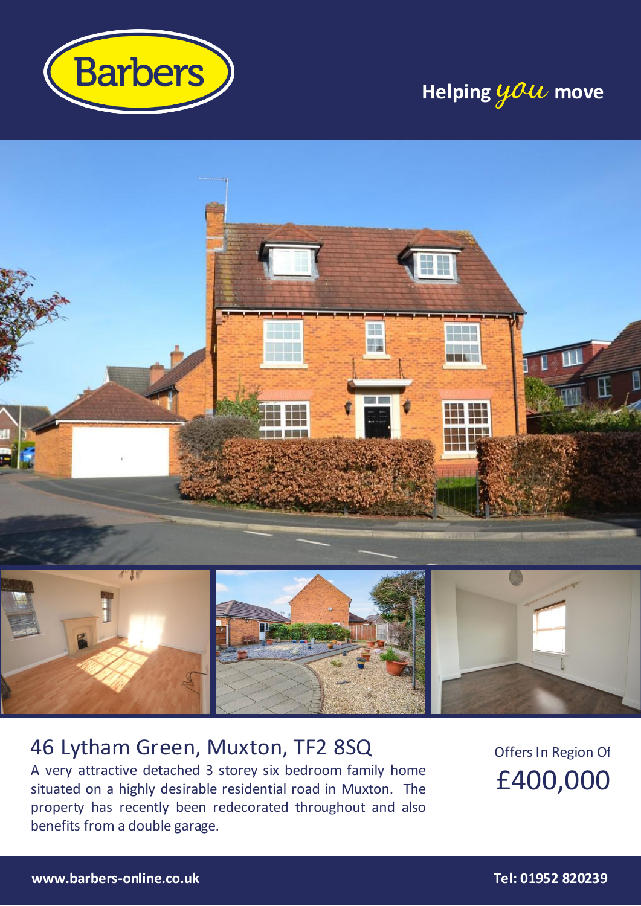Barbers

**Helping *you* move**

# 46 Lytham Green, Muxton, TF2 8SQ

A very attractive detached 3 storey six bedroom family home situated on a highly desirable residential road in Muxton. The property has recently been redecorated throughout and also benefits from a double garage.

Offers In Region Of

## £400,000

**www.barbers-online.co.uk**

**Tel: 01952 820239**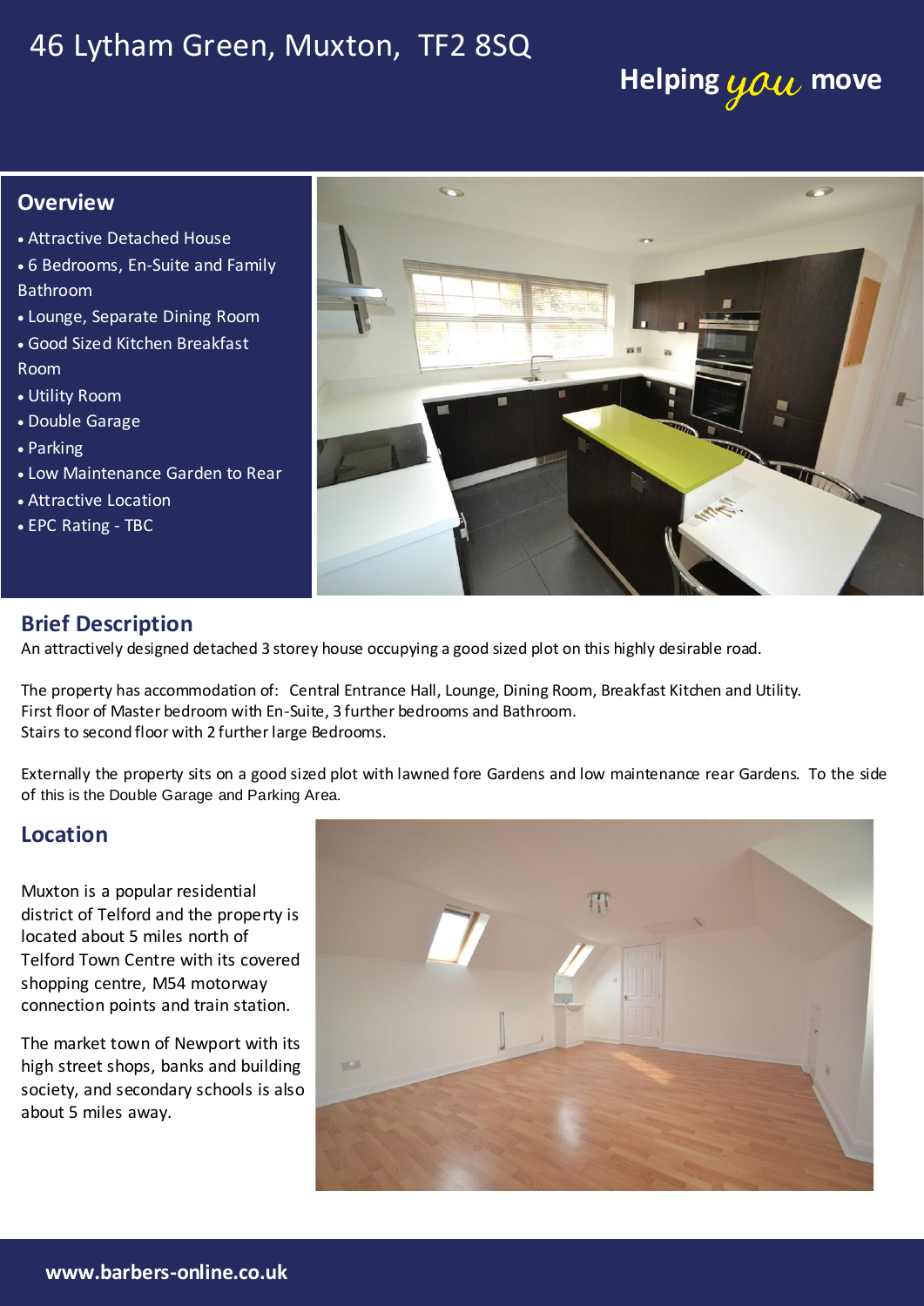# 46 Lytham Green, Muxton, TF2 8SQ

Helping *you* move

## Overview

- Attractive Detached House
- 6 Bedrooms, En-Suite and Family Bathroom
- Lounge, Separate Dining Room
- Good Sized Kitchen Breakfast Room
- Utility Room
- Double Garage
- Parking
- Low Maintenance Garden to Rear
- Attractive Location
- EPC Rating - TBC

## Brief Description

An attractively designed detached 3 storey house occupying a good sized plot on this highly desirable road.

The property has accommodation of: Central Entrance Hall, Lounge, Dining Room, Breakfast Kitchen and Utility.
First floor of Master bedroom with En-Suite, 3 further bedrooms and Bathroom.
Stairs to second floor with 2 further large Bedrooms.

Externally the property sits on a good sized plot with lawned fore Gardens and low maintenance rear Gardens. To the side of this is the Double Garage and Parking Area.

## Location

Muxton is a popular residential district of Telford and the property is located about 5 miles north of Telford Town Centre with its covered shopping centre, M54 motorway connection points and train station.

The market town of Newport with its high street shops, banks and building society, and secondary schools is also about 5 miles away.

**www.barbers-online.co.uk**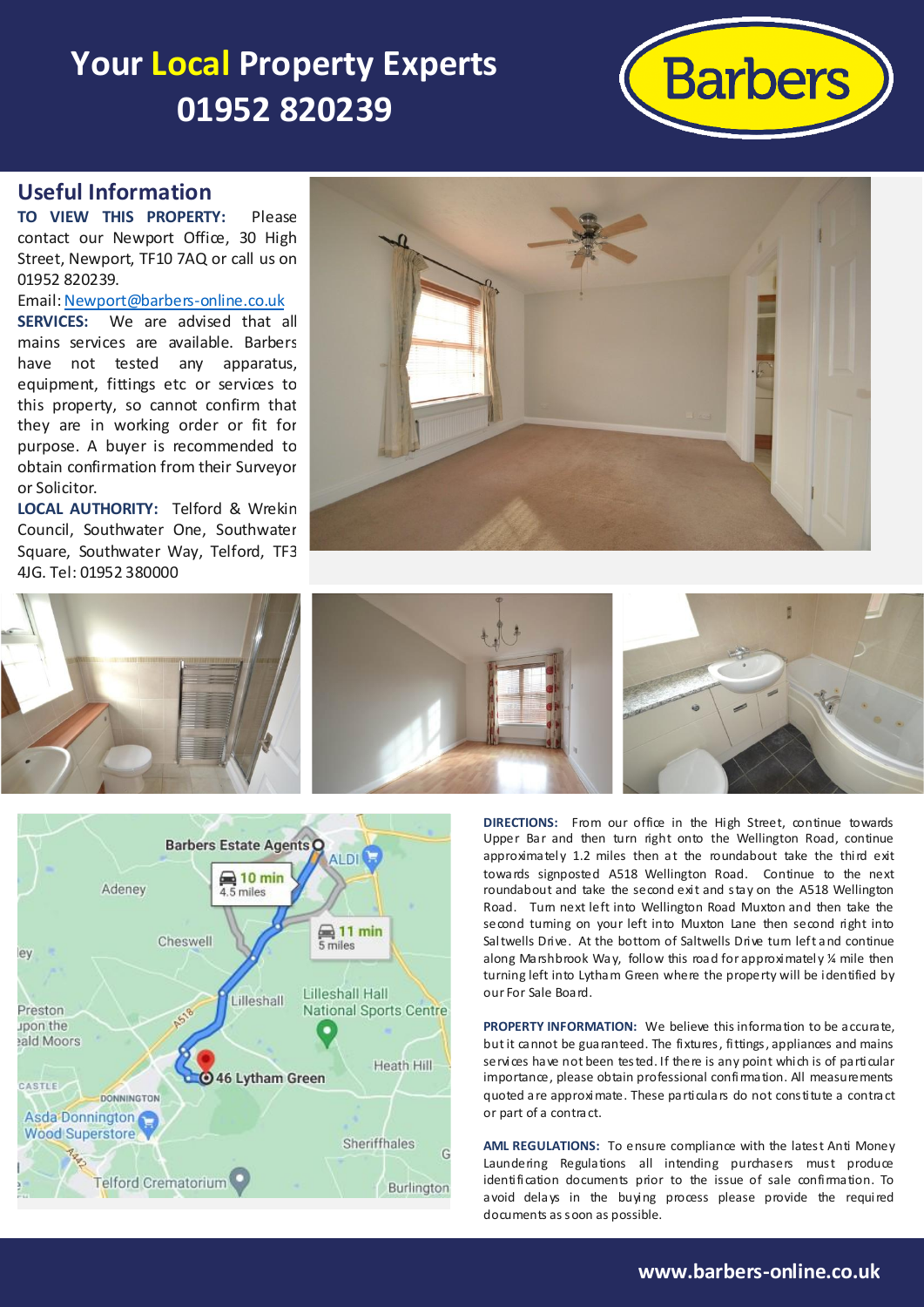# Your Local Property Experts
# 01952 820239

Barbers

## Useful Information

**TO VIEW THIS PROPERTY:** Please contact our Newport Office, 30 High Street, Newport, TF10 7AQ or call us on 01952 820239.

Email: Newport@barbers-online.co.uk

**SERVICES:** We are advised that all mains services are available. Barbers have not tested any apparatus, equipment, fittings etc or services to this property, so cannot confirm that they are in working order or fit for purpose. A buyer is recommended to obtain confirmation from their Surveyor or Solicitor.

**LOCAL AUTHORITY:** Telford & Wrekin Council, Southwater One, Southwater Square, Southwater Way, Telford, TF3 4JG. Tel: 01952 380000

**DIRECTIONS:** From our office in the High Street, continue towards Upper Bar and then turn right onto the Wellington Road, continue approximately 1.2 miles then at the roundabout take the third exit towards signposted A518 Wellington Road. Continue to the next roundabout and take the second exit and stay on the A518 Wellington Road. Turn next left into Wellington Road Muxton and then take the second turning on your left into Muxton Lane then second right into Saltwells Drive. At the bottom of Saltwells Drive turn left and continue along Marshbrook Way, follow this road for approximately ¼ mile then turning left into Lytham Green where the property will be identified by our For Sale Board.

**PROPERTY INFORMATION:** We believe this information to be accurate, but it cannot be guaranteed. The fixtures, fittings, appliances and mains services have not been tested. If there is any point which is of particular importance, please obtain professional confirmation. All measurements quoted are approximate. These particulars do not constitute a contract or part of a contract.

**AML REGULATIONS:** To ensure compliance with the latest Anti Money Laundering Regulations all intending purchasers must produce identification documents prior to the issue of sale confirmation. To avoid delays in the buying process please provide the required documents as soon as possible.

www.barbers-online.co.uk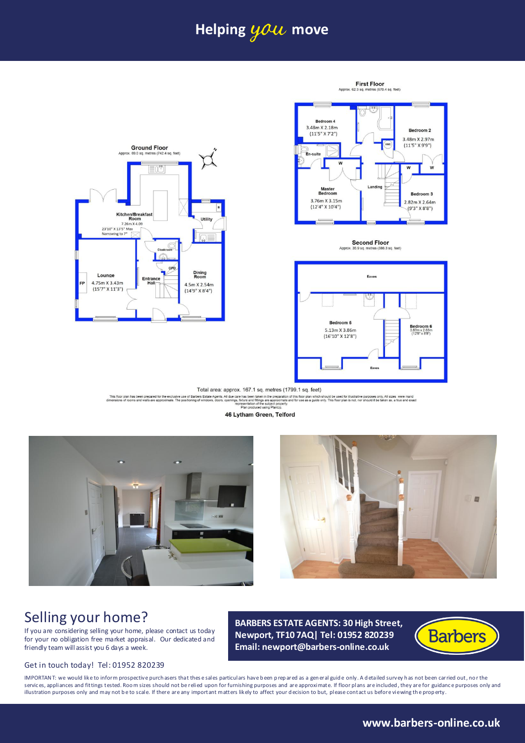# Helping *you* move

**Ground Floor**
Approx. 69.0 sq. metres (742.4 sq. feet)

Kitchen/Breakfast Room
7.26m X 4.09
23'10" X 13'5" Max
Narrowing to 7"

Utility

Cloakroom

CPD

Lounge
4.75m X 3.43m
(15'7" X 11'3")

FP

Entrance Hall

Dining Room
4.5m X 2.54m
(14'9" X 8'4")

**First Floor**
Approx. 62.3 sq. metres (670.4 sq. feet)

Bedroom 4
3.48m X 2.18m
(11'5" X 7'2")

En-suite

Bedroom 2
3.48m X 2.97m
(11'5" X 9'9")

HWC

W

Master Bedroom
3.76m X 3.15m
(12'4" X 10'4")

Landing

Bedroom 3
2.82m X 2.64m
(9'3" X 8'8")

**Second Floor**
Approx. 35.9 sq. metres (386.3 sq. feet)

Eaves

Bedroom 5
5.13m X 3.86m
(16'10" X 12'8")

Bedroom 6
3.87m x 2.65m
(12'8" x 8'8")

Eaves

Total area: approx. 167.1 sq. metres (1799.1 sq. feet)

This floor plan has been prepared for the exclusive use of Barbers Estate Agents. All due care has been taken in the preparation of this floor plan which should be used for illustrative purposes only. All sizes were mand dimensions of rooms and walls are approximate. The positioning of windows, doors, openings, fixture and fittings are approximate and for use as a guide only. This floor plan is not, nor should it be taken as, a true and exact representation of the subject property.
Plan produced using PlanUp.

**46 Lytham Green, Telford**

## Selling your home?

If you are considering selling your home, please contact us today for your no obligation free market appraisal. Our dedicated and friendly team will assist you 6 days a week.

Get in touch today! Tel: 01952 820239

**BARBERS ESTATE AGENTS: 30 High Street, Newport, TF10 7AQ| Tel: 01952 820239**
**Email: newport@barbers-online.co.uk**

Barbers

IMPORTANT: we would like to inform prospective purchasers that these sales particulars have been prepared as a general guide only. A detailed survey has not been carried out, nor the services, appliances and fittings tested. Room sizes should not be relied upon for furnishing purposes and are approximate. If floor plans are included, they are for guidance purposes only and illustration purposes only and may not be to scale. If there are any important matters likely to affect your decision to but, please contact us before viewing the property.

**www.barbers-online.co.uk**